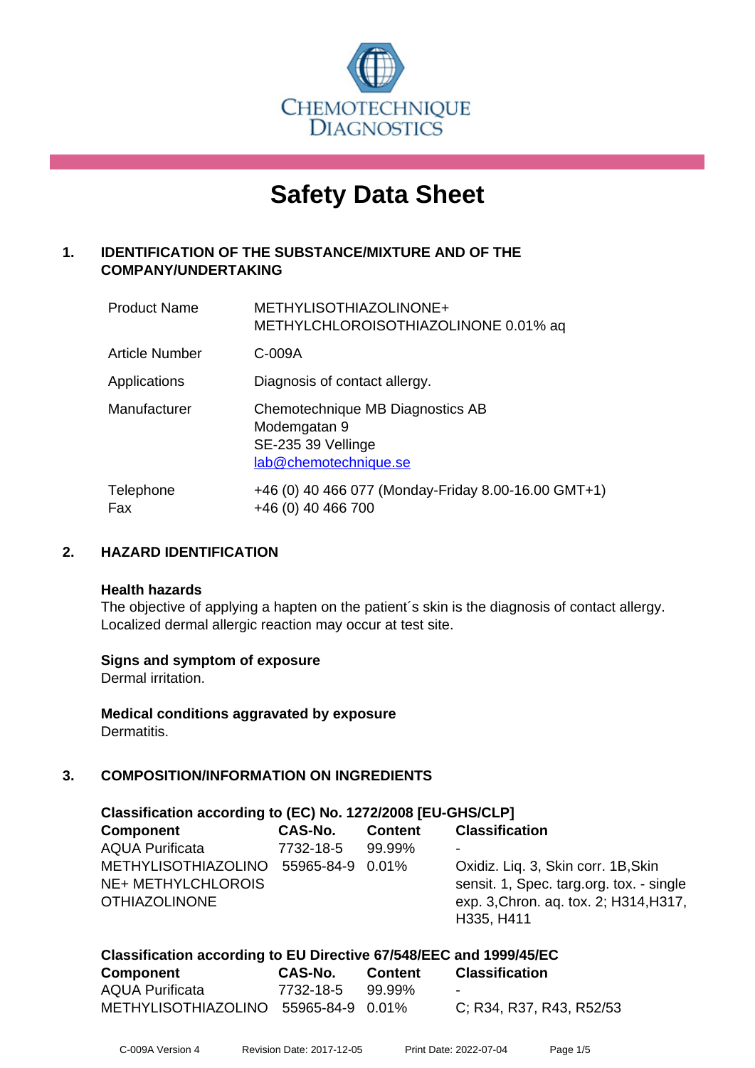CHEMOTECHNIQUE DIAGNOSTICS

# Safety Data Sheet

## 1. IDENTIFICATION OF THE SUBSTANCE/MIXTURE AND OF THE COMPANY/UNDERTAKING

| | |
|---|---|
| Product Name | METHYLISOTHIAZOLINONE+ METHYLCHLOROISOTHIAZOLINONE 0.01% aq |
| Article Number | C-009A |
| Applications | Diagnosis of contact allergy. |
| Manufacturer | Chemotechnique MB Diagnostics AB<br>Modemgatan 9<br>SE-235 39 Vellinge<br>lab@chemotechnique.se |
| Telephone<br>Fax | +46 (0) 40 466 077 (Monday-Friday 8.00-16.00 GMT+1)<br>+46 (0) 40 466 700 |

## 2. HAZARD IDENTIFICATION

### Health hazards

The objective of applying a hapten on the patient´s skin is the diagnosis of contact allergy. Localized dermal allergic reaction may occur at test site.

### Signs and symptom of exposure

Dermal irritation.

### Medical conditions aggravated by exposure

Dermatitis.

## 3. COMPOSITION/INFORMATION ON INGREDIENTS

### Classification according to (EC) No. 1272/2008 [EU-GHS/CLP]

| Component | CAS-No. | Content | Classification |
|---|---|---|---|
| AQUA Purificata | 7732-18-5 | 99.99% | - |
| METHYLISOTHIAZOLINONE+ METHYLCHLOROISOTHIAZOLINONE | 55965-84-9 | 0.01% | Oxidiz. Liq. 3, Skin corr. 1B,Skin sensit. 1, Spec. targ.org. tox. - single exp. 3,Chron. aq. tox. 2; H314,H317, H335, H411 |

### Classification according to EU Directive 67/548/EEC and 1999/45/EC

| Component | CAS-No. | Content | Classification |
|---|---|---|---|
| AQUA Purificata | 7732-18-5 | 99.99% | - |
| METHYLISOTHIAZOLINO | 55965-84-9 | 0.01% | C; R34, R37, R43, R52/53 |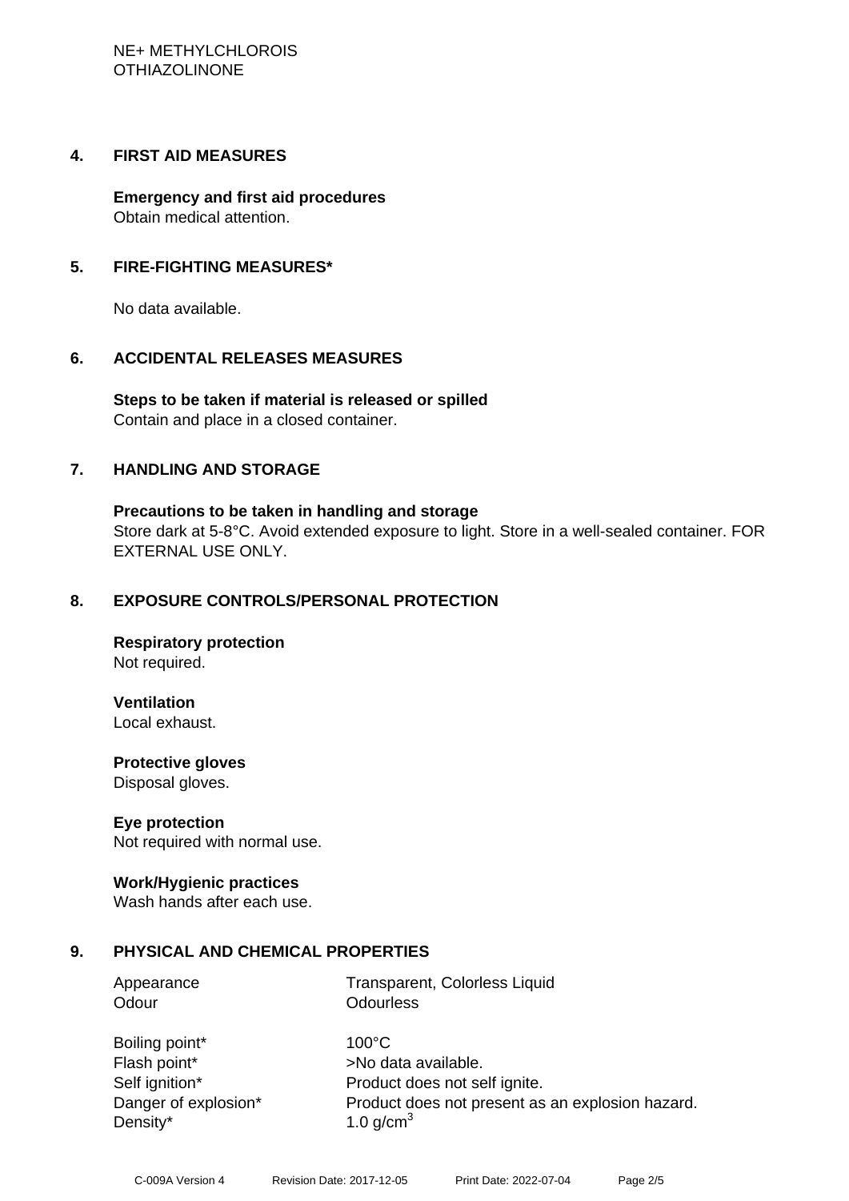## 4. FIRST AID MEASURES

**Emergency and first aid procedures**
Obtain medical attention.

## 5. FIRE-FIGHTING MEASURES*

No data available.

## 6. ACCIDENTAL RELEASES MEASURES

**Steps to be taken if material is released or spilled**
Contain and place in a closed container.

## 7. HANDLING AND STORAGE

**Precautions to be taken in handling and storage**
Store dark at 5-8°C. Avoid extended exposure to light. Store in a well-sealed container. FOR EXTERNAL USE ONLY.

## 8. EXPOSURE CONTROLS/PERSONAL PROTECTION

**Respiratory protection**
Not required.

**Ventilation**
Local exhaust.

**Protective gloves**
Disposal gloves.

**Eye protection**
Not required with normal use.

**Work/Hygienic practices**
Wash hands after each use.

## 9. PHYSICAL AND CHEMICAL PROPERTIES

| | |
|---|---|
| Appearance | Transparent, Colorless Liquid |
| Odour | Odourless |
| Boiling point* | 100°C |
| Flash point* | >No data available. |
| Self ignition* | Product does not self ignite. |
| Danger of explosion* | Product does not present as an explosion hazard. |
| Density* | 1.0 g/cm$^3$ |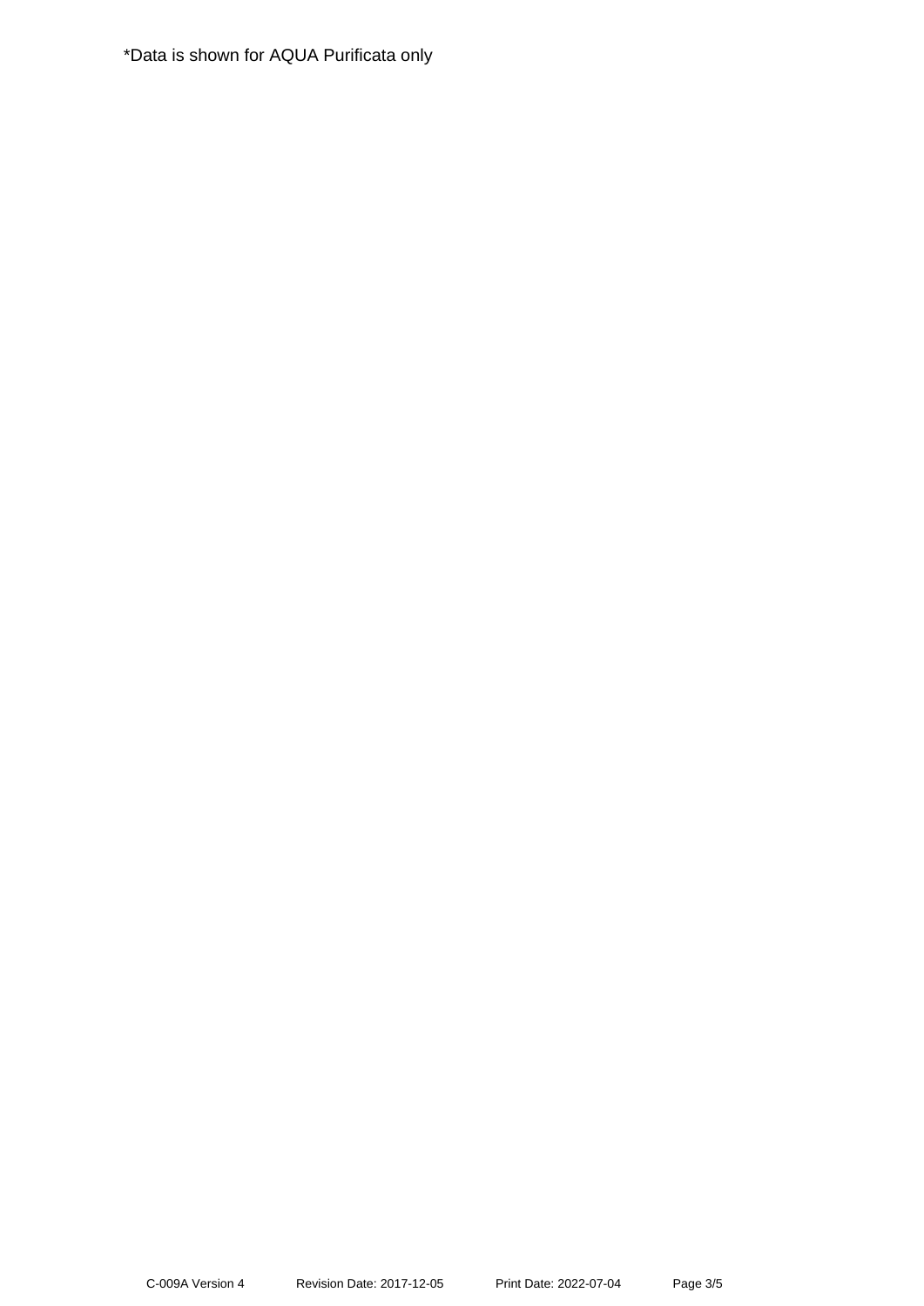*Data is shown for AQUA Purificata only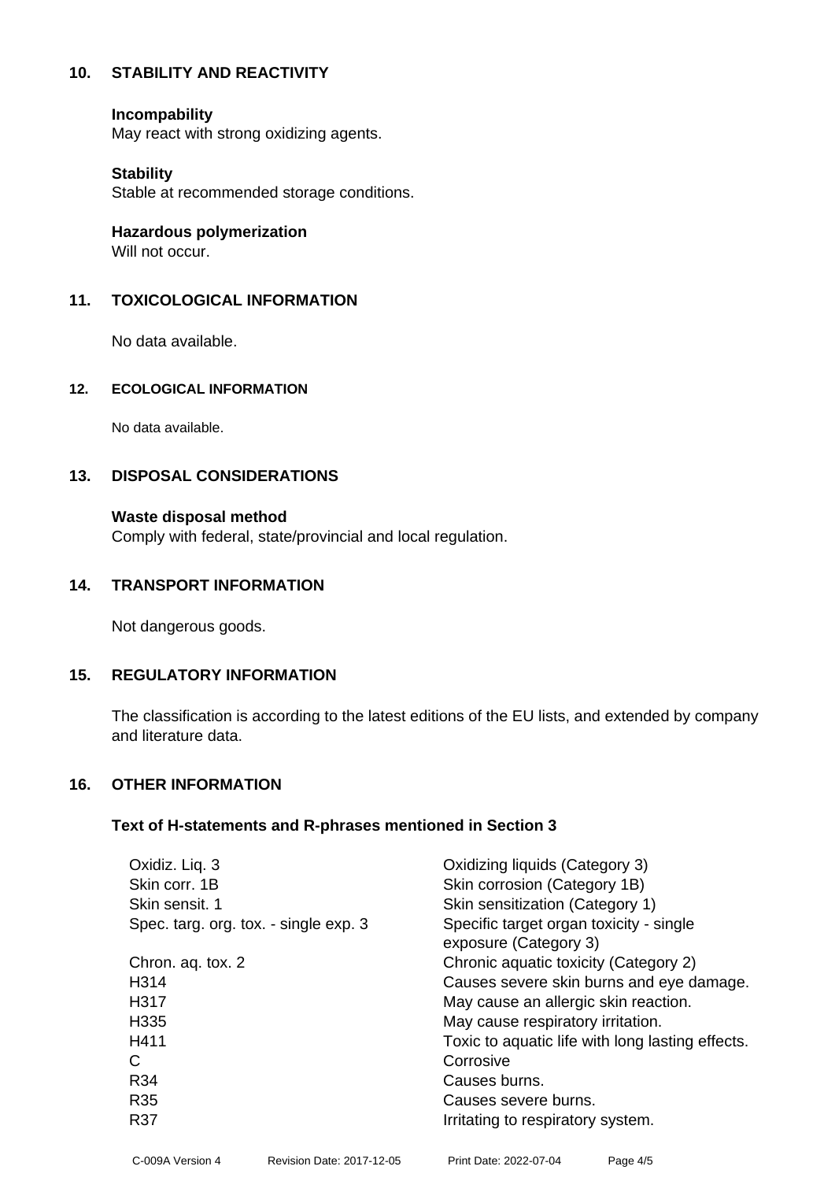## 10. STABILITY AND REACTIVITY

**Incompatibility**
May react with strong oxidizing agents.

**Stability**
Stable at recommended storage conditions.

**Hazardous polymerization**
Will not occur.

## 11. TOXICOLOGICAL INFORMATION

No data available.

## 12. ECOLOGICAL INFORMATION

No data available.

## 13. DISPOSAL CONSIDERATIONS

**Waste disposal method**
Comply with federal, state/provincial and local regulation.

## 14. TRANSPORT INFORMATION

Not dangerous goods.

## 15. REGULATORY INFORMATION

The classification is according to the latest editions of the EU lists, and extended by company and literature data.

## 16. OTHER INFORMATION

**Text of H-statements and R-phrases mentioned in Section 3**

| | |
|---|---|
| Oxidiz. Liq. 3 | Oxidizing liquids (Category 3) |
| Skin corr. 1B | Skin corrosion (Category 1B) |
| Skin sensit. 1 | Skin sensitization (Category 1) |
| Spec. targ. org. tox. - single exp. 3 | Specific target organ toxicity - single exposure (Category 3) |
| Chron. aq. tox. 2 | Chronic aquatic toxicity (Category 2) |
| H314 | Causes severe skin burns and eye damage. |
| H317 | May cause an allergic skin reaction. |
| H335 | May cause respiratory irritation. |
| H411 | Toxic to aquatic life with long lasting effects. |
| C | Corrosive |
| R34 | Causes burns. |
| R35 | Causes severe burns. |
| R37 | Irritating to respiratory system. |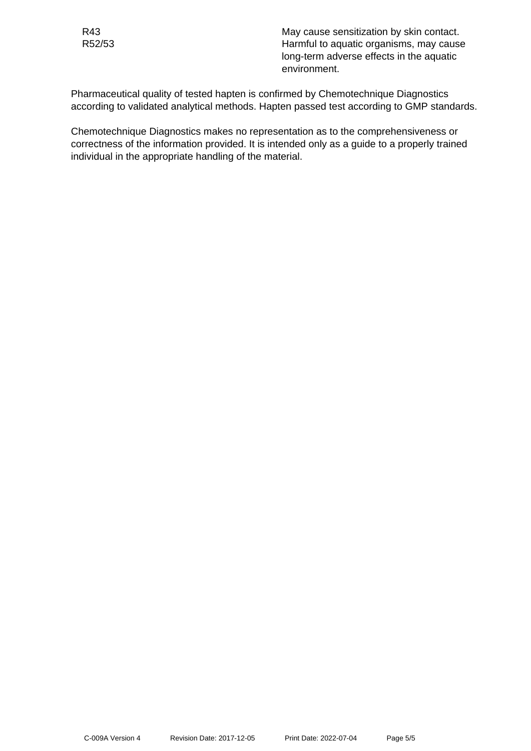| | |
|---|---|
| R43 | May cause sensitization by skin contact. |
| R52/53 | Harmful to aquatic organisms, may cause long-term adverse effects in the aquatic environment. |

Pharmaceutical quality of tested hapten is confirmed by Chemotechnique Diagnostics according to validated analytical methods. Hapten passed test according to GMP standards.

Chemotechnique Diagnostics makes no representation as to the comprehensiveness or correctness of the information provided. It is intended only as a guide to a properly trained individual in the appropriate handling of the material.